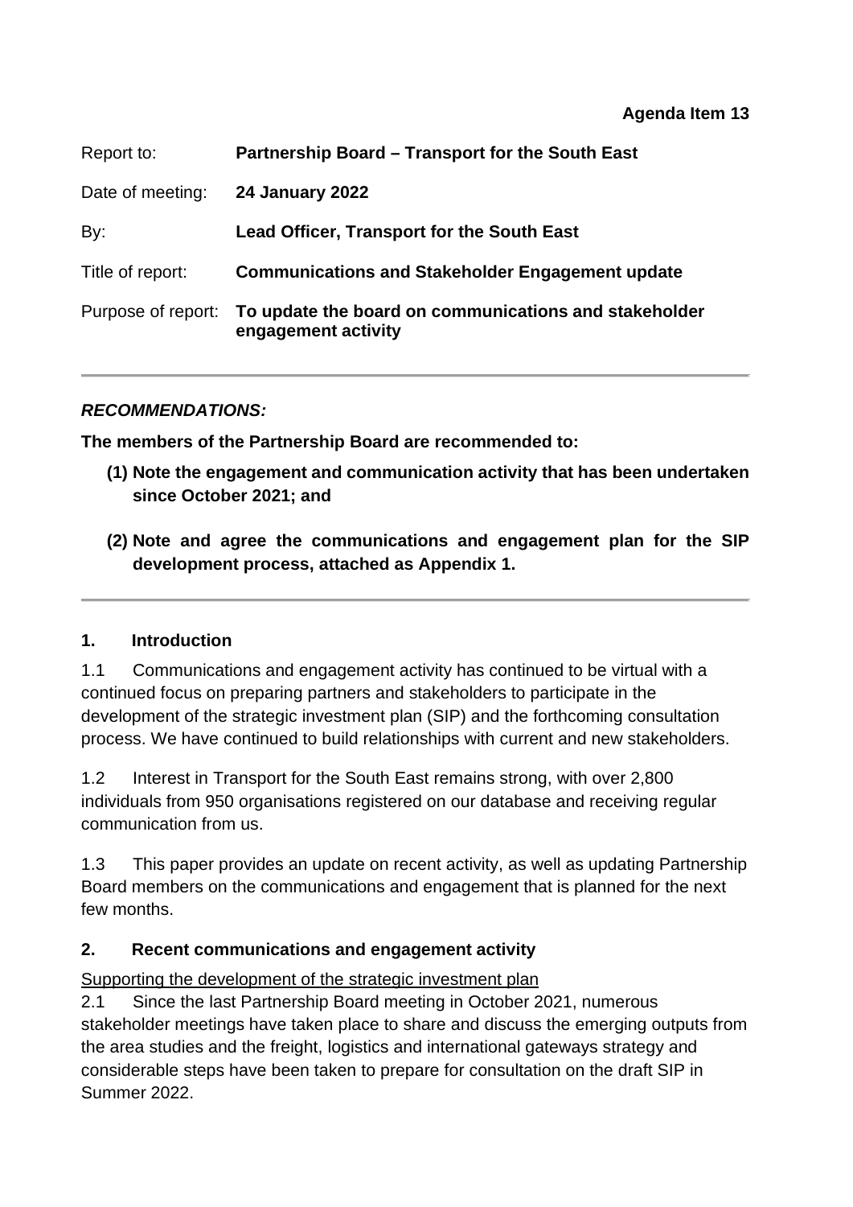**Agenda Item 13**

| | |
|---|---|
| Report to: | **Partnership Board – Transport for the South East** |
| Date of meeting: | **24 January 2022** |
| By: | **Lead Officer, Transport for the South East** |
| Title of report: | **Communications and Stakeholder Engagement update** |
| Purpose of report: | **To update the board on communications and stakeholder engagement activity** |

---

***RECOMMENDATIONS:***

**The members of the Partnership Board are recommended to:**

**(1) Note the engagement and communication activity that has been undertaken since October 2021; and**

**(2) Note and agree the communications and engagement plan for the SIP development process, attached as Appendix 1.**

---

## 1. Introduction

1.1 Communications and engagement activity has continued to be virtual with a continued focus on preparing partners and stakeholders to participate in the development of the strategic investment plan (SIP) and the forthcoming consultation process. We have continued to build relationships with current and new stakeholders.

1.2 Interest in Transport for the South East remains strong, with over 2,800 individuals from 950 organisations registered on our database and receiving regular communication from us.

1.3 This paper provides an update on recent activity, as well as updating Partnership Board members on the communications and engagement that is planned for the next few months.

## 2. Recent communications and engagement activity

Supporting the development of the strategic investment plan

2.1 Since the last Partnership Board meeting in October 2021, numerous stakeholder meetings have taken place to share and discuss the emerging outputs from the area studies and the freight, logistics and international gateways strategy and considerable steps have been taken to prepare for consultation on the draft SIP in Summer 2022.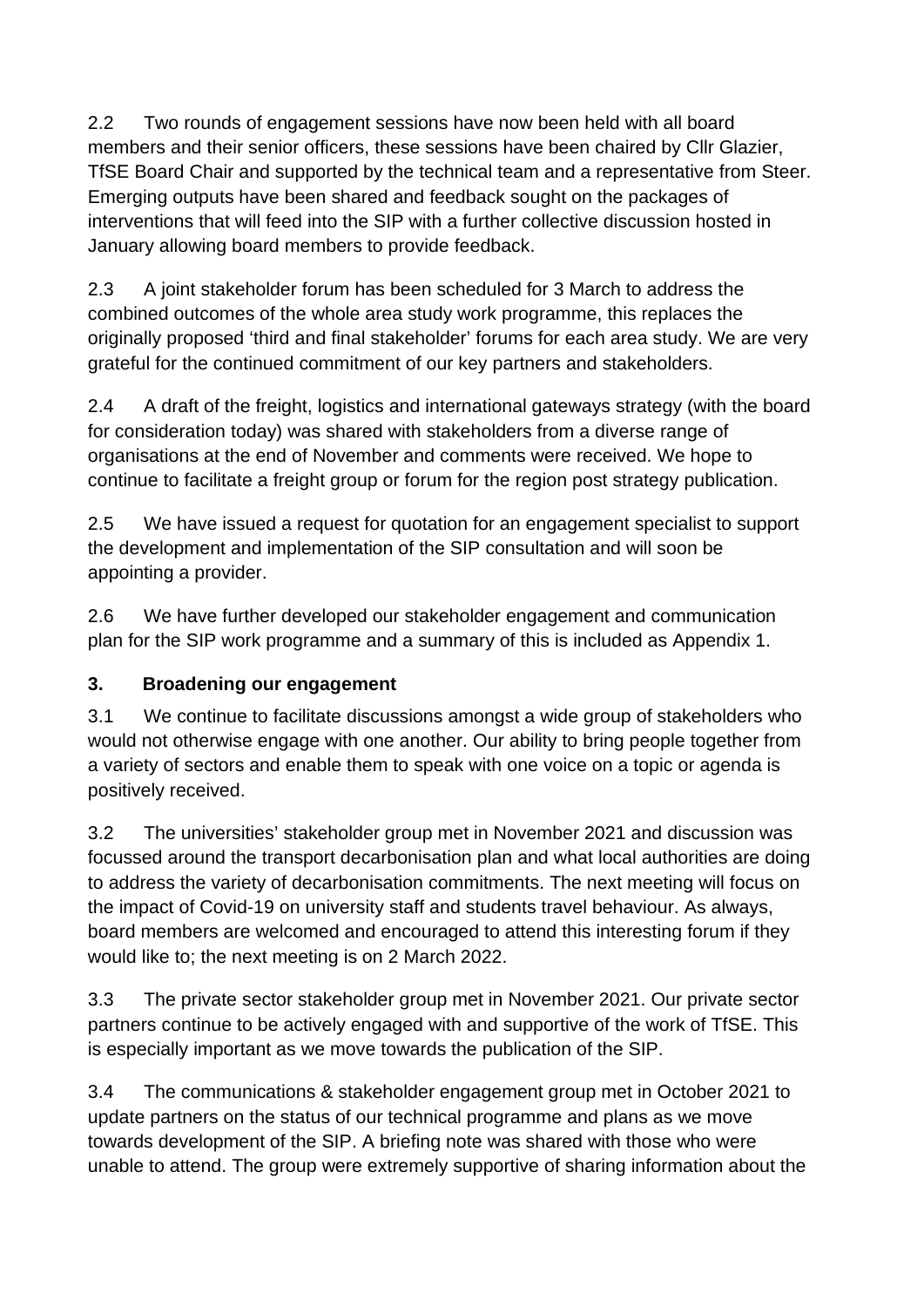2.2 Two rounds of engagement sessions have now been held with all board members and their senior officers, these sessions have been chaired by Cllr Glazier, TfSE Board Chair and supported by the technical team and a representative from Steer. Emerging outputs have been shared and feedback sought on the packages of interventions that will feed into the SIP with a further collective discussion hosted in January allowing board members to provide feedback.

2.3 A joint stakeholder forum has been scheduled for 3 March to address the combined outcomes of the whole area study work programme, this replaces the originally proposed 'third and final stakeholder' forums for each area study. We are very grateful for the continued commitment of our key partners and stakeholders.

2.4 A draft of the freight, logistics and international gateways strategy (with the board for consideration today) was shared with stakeholders from a diverse range of organisations at the end of November and comments were received. We hope to continue to facilitate a freight group or forum for the region post strategy publication.

2.5 We have issued a request for quotation for an engagement specialist to support the development and implementation of the SIP consultation and will soon be appointing a provider.

2.6 We have further developed our stakeholder engagement and communication plan for the SIP work programme and a summary of this is included as Appendix 1.

## 3. Broadening our engagement

3.1 We continue to facilitate discussions amongst a wide group of stakeholders who would not otherwise engage with one another. Our ability to bring people together from a variety of sectors and enable them to speak with one voice on a topic or agenda is positively received.

3.2 The universities' stakeholder group met in November 2021 and discussion was focussed around the transport decarbonisation plan and what local authorities are doing to address the variety of decarbonisation commitments. The next meeting will focus on the impact of Covid-19 on university staff and students travel behaviour. As always, board members are welcomed and encouraged to attend this interesting forum if they would like to; the next meeting is on 2 March 2022.

3.3 The private sector stakeholder group met in November 2021. Our private sector partners continue to be actively engaged with and supportive of the work of TfSE. This is especially important as we move towards the publication of the SIP.

3.4 The communications & stakeholder engagement group met in October 2021 to update partners on the status of our technical programme and plans as we move towards development of the SIP. A briefing note was shared with those who were unable to attend. The group were extremely supportive of sharing information about the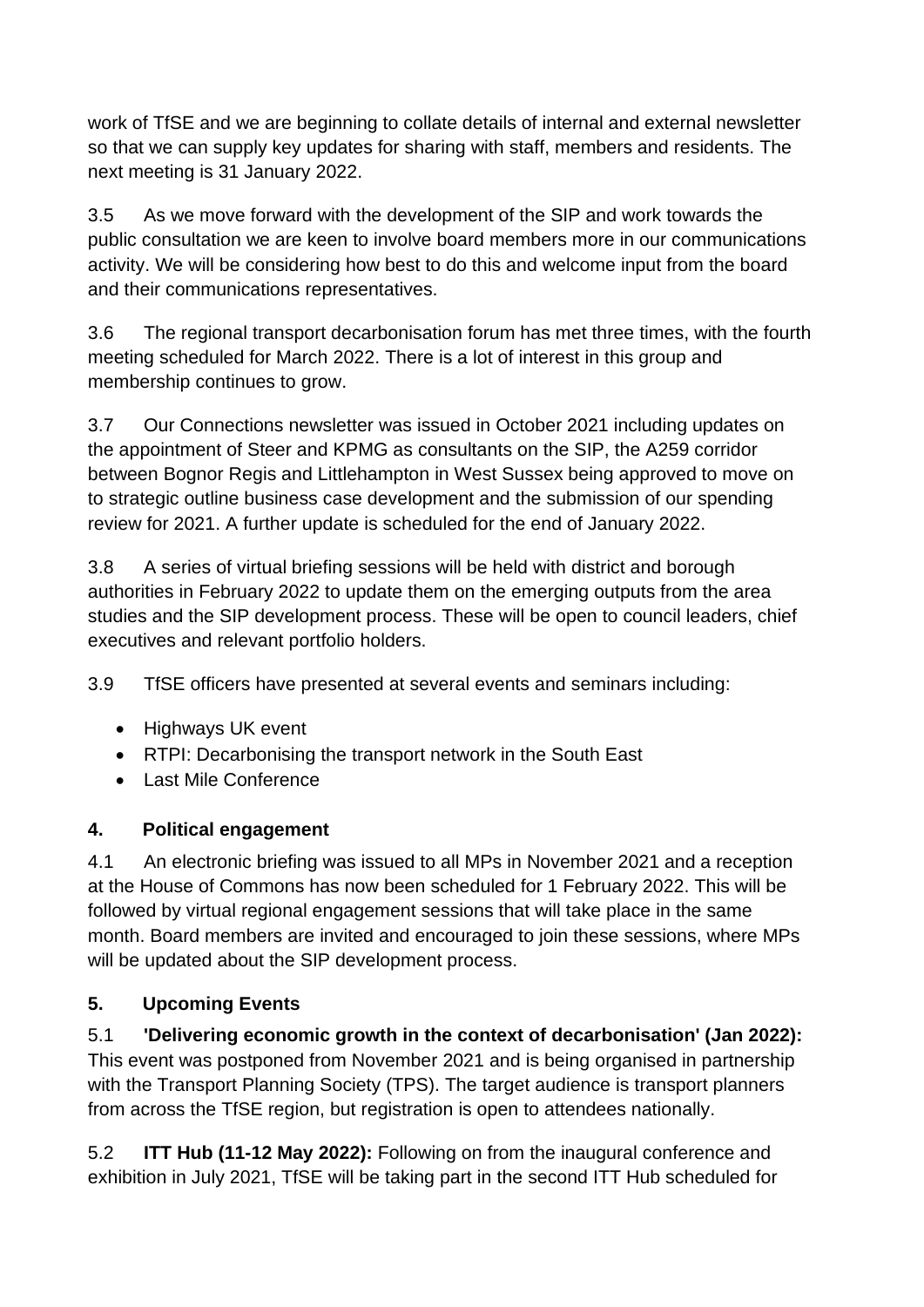work of TfSE and we are beginning to collate details of internal and external newsletter so that we can supply key updates for sharing with staff, members and residents. The next meeting is 31 January 2022.

3.5 As we move forward with the development of the SIP and work towards the public consultation we are keen to involve board members more in our communications activity. We will be considering how best to do this and welcome input from the board and their communications representatives.

3.6 The regional transport decarbonisation forum has met three times, with the fourth meeting scheduled for March 2022. There is a lot of interest in this group and membership continues to grow.

3.7 Our Connections newsletter was issued in October 2021 including updates on the appointment of Steer and KPMG as consultants on the SIP, the A259 corridor between Bognor Regis and Littlehampton in West Sussex being approved to move on to strategic outline business case development and the submission of our spending review for 2021. A further update is scheduled for the end of January 2022.

3.8 A series of virtual briefing sessions will be held with district and borough authorities in February 2022 to update them on the emerging outputs from the area studies and the SIP development process. These will be open to council leaders, chief executives and relevant portfolio holders.

3.9 TfSE officers have presented at several events and seminars including:

- Highways UK event
- RTPI: Decarbonising the transport network in the South East
- Last Mile Conference

## 4. Political engagement

4.1 An electronic briefing was issued to all MPs in November 2021 and a reception at the House of Commons has now been scheduled for 1 February 2022. This will be followed by virtual regional engagement sessions that will take place in the same month. Board members are invited and encouraged to join these sessions, where MPs will be updated about the SIP development process.

## 5. Upcoming Events

5.1 **'Delivering economic growth in the context of decarbonisation' (Jan 2022):** This event was postponed from November 2021 and is being organised in partnership with the Transport Planning Society (TPS). The target audience is transport planners from across the TfSE region, but registration is open to attendees nationally.

5.2 **ITT Hub (11-12 May 2022):** Following on from the inaugural conference and exhibition in July 2021, TfSE will be taking part in the second ITT Hub scheduled for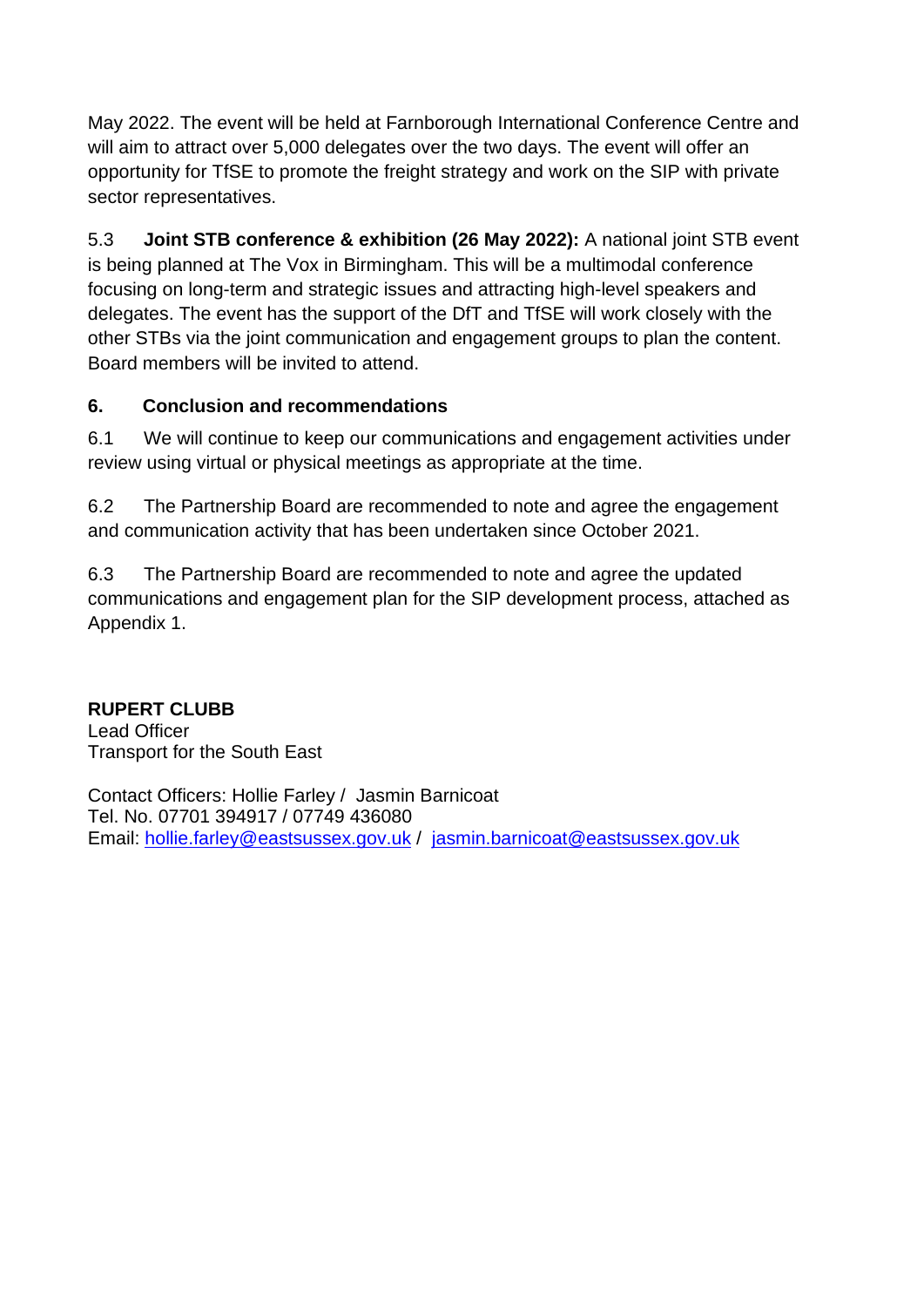May 2022. The event will be held at Farnborough International Conference Centre and will aim to attract over 5,000 delegates over the two days. The event will offer an opportunity for TfSE to promote the freight strategy and work on the SIP with private sector representatives.

5.3 **Joint STB conference & exhibition (26 May 2022):** A national joint STB event is being planned at The Vox in Birmingham. This will be a multimodal conference focusing on long-term and strategic issues and attracting high-level speakers and delegates. The event has the support of the DfT and TfSE will work closely with the other STBs via the joint communication and engagement groups to plan the content. Board members will be invited to attend.

## 6. Conclusion and recommendations

6.1 We will continue to keep our communications and engagement activities under review using virtual or physical meetings as appropriate at the time.

6.2 The Partnership Board are recommended to note and agree the engagement and communication activity that has been undertaken since October 2021.

6.3 The Partnership Board are recommended to note and agree the updated communications and engagement plan for the SIP development process, attached as Appendix 1.

**RUPERT CLUBB**
Lead Officer
Transport for the South East

Contact Officers: Hollie Farley / Jasmin Barnicoat
Tel. No. 07701 394917 / 07749 436080
Email: hollie.farley@eastsussex.gov.uk / jasmin.barnicoat@eastsussex.gov.uk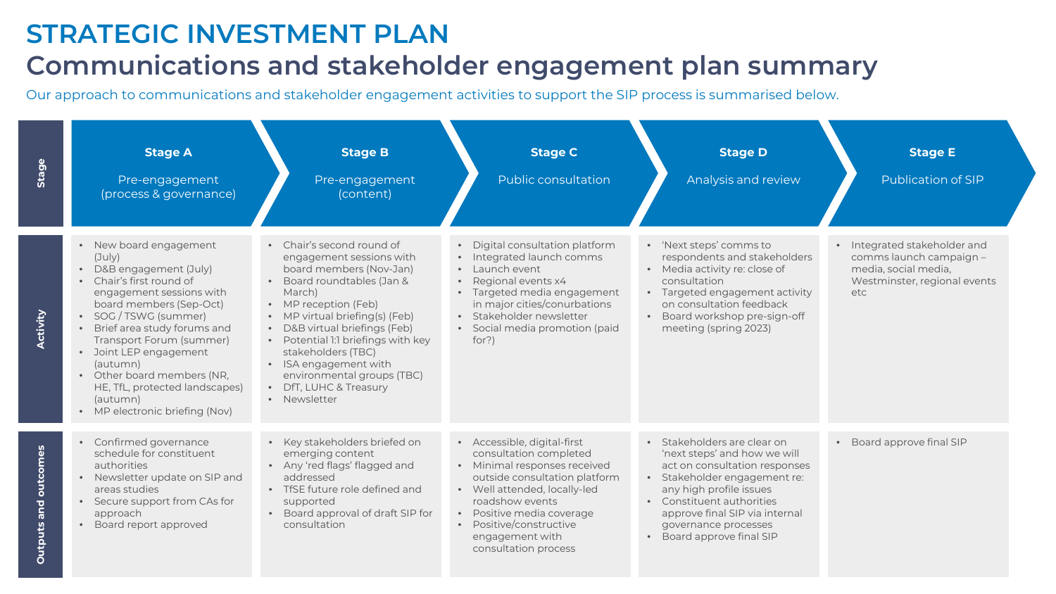# STRATEGIC INVESTMENT PLAN

## Communications and stakeholder engagement plan summary

Our approach to communications and stakeholder engagement activities to support the SIP process is summarised below.

| Stage | Stage A<br>Pre-engagement (process & governance) | Stage B<br>Pre-engagement (content) | Stage C<br>Public consultation | Stage D<br>Analysis and review | Stage E<br>Publication of SIP |
|---|---|---|---|---|---|
| Activity | • New board engagement (July)<br>• D&B engagement (July)<br>• Chair's first round of engagement sessions with board members (Sep-Oct)<br>• SOG / TSWG (summer)<br>• Brief area study forums and Transport Forum (summer)<br>• Joint LEP engagement (autumn)<br>• Other board members (NR, HE, TfL, protected landscapes) (autumn)<br>• MP electronic briefing (Nov) | • Chair's second round of engagement sessions with board members (Nov-Jan)<br>• Board roundtables (Jan & March)<br>• MP reception (Feb)<br>• MP virtual briefing(s) (Feb)<br>• D&B virtual briefings (Feb)<br>• Potential 1:1 briefings with key stakeholders (TBC)<br>• ISA engagement with environmental groups (TBC)<br>• DfT, LUHC & Treasury<br>• Newsletter | • Digital consultation platform<br>• Integrated launch comms<br>• Launch event<br>• Regional events x4<br>• Targeted media engagement in major cities/conurbations<br>• Stakeholder newsletter<br>• Social media promotion (paid for?) | • 'Next steps' comms to respondents and stakeholders<br>• Media activity re: close of consultation<br>• Targeted engagement activity on consultation feedback<br>• Board workshop pre-sign-off meeting (spring 2023) | • Integrated stakeholder and comms launch campaign – media, social media, Westminster, regional events etc |
| Outputs and outcomes | • Confirmed governance schedule for constituent authorities<br>• Newsletter update on SIP and areas studies<br>• Secure support from CAs for approach<br>• Board report approved | • Key stakeholders briefed on emerging content<br>• Any 'red flags' flagged and addressed<br>• TfSE future role defined and supported<br>• Board approval of draft SIP for consultation | • Accessible, digital-first consultation completed<br>• Minimal responses received outside consultation platform<br>• Well attended, locally-led roadshow events<br>• Positive media coverage<br>• Positive/constructive engagement with consultation process | • Stakeholders are clear on 'next steps' and how we will act on consultation responses<br>• Stakeholder engagement re: any high profile issues<br>• Constituent authorities approve final SIP via internal governance processes<br>• Board approve final SIP | • Board approve final SIP |